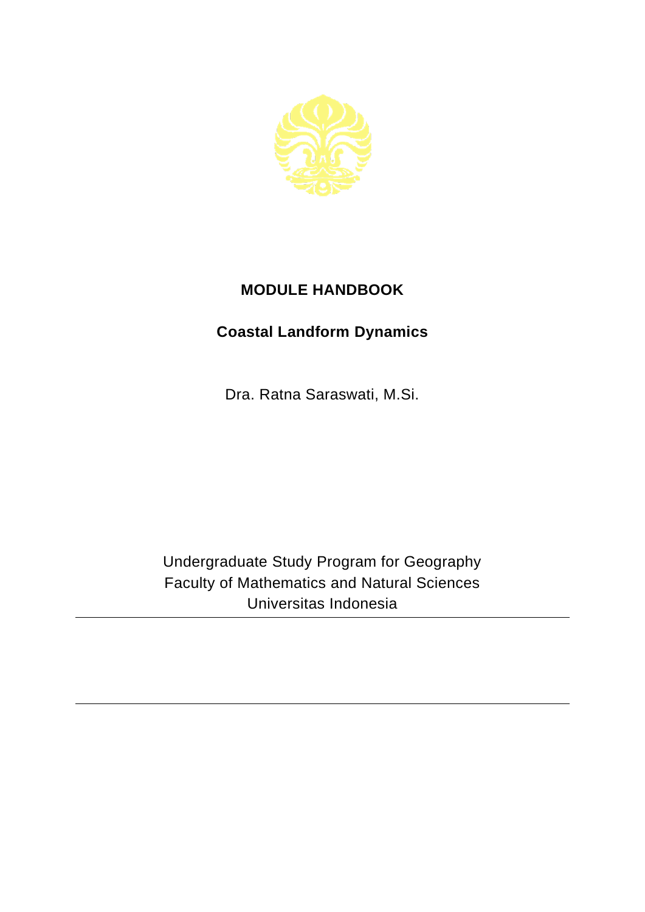# MODULE HANDBOOK

## Coastal Landform Dynamics

Dra. Ratna Saraswati, M.Si.

Undergraduate Study Program for Geography
Faculty of Mathematics and Natural Sciences
Universitas Indonesia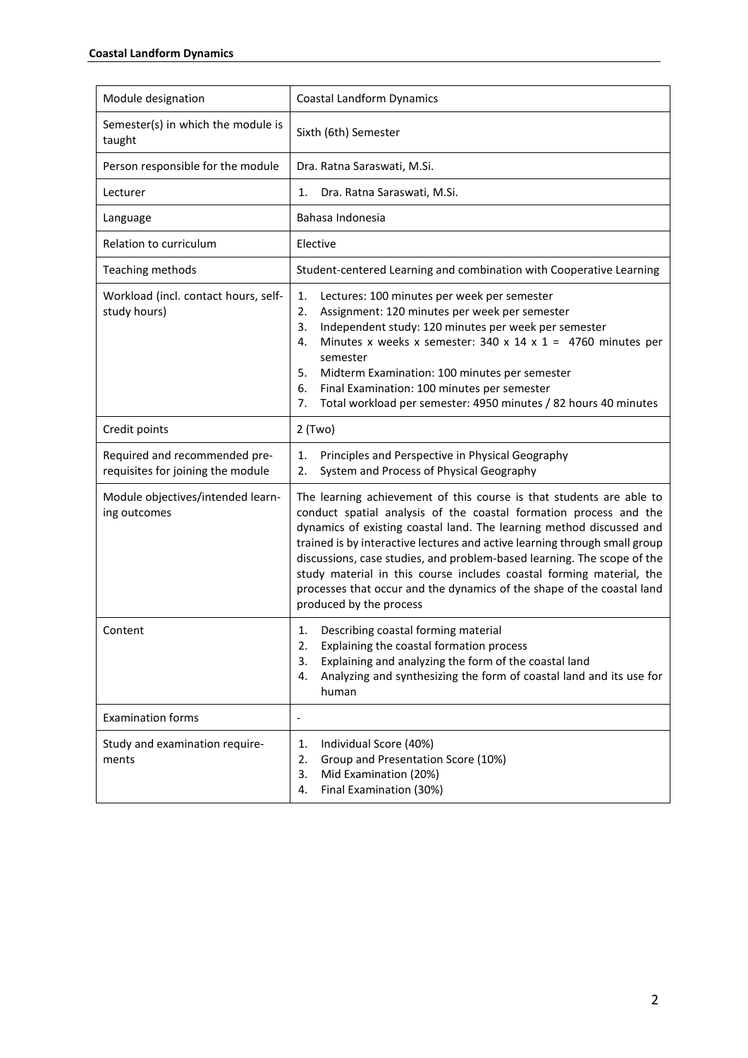| Module designation | Coastal Landform Dynamics |
|---|---|
| Semester(s) in which the module is taught | Sixth (6th) Semester |
| Person responsible for the module | Dra. Ratna Saraswati, M.Si. |
| Lecturer | 1. Dra. Ratna Saraswati, M.Si. |
| Language | Bahasa Indonesia |
| Relation to curriculum | Elective |
| Teaching methods | Student-centered Learning and combination with Cooperative Learning |
| Workload (incl. contact hours, self-study hours) | 1. Lectures: 100 minutes per week per semester<br>2. Assignment: 120 minutes per week per semester<br>3. Independent study: 120 minutes per week per semester<br>4. Minutes x weeks x semester: 340 x 14 x 1 = 4760 minutes per semester<br>5. Midterm Examination: 100 minutes per semester<br>6. Final Examination: 100 minutes per semester<br>7. Total workload per semester: 4950 minutes / 82 hours 40 minutes |
| Credit points | 2 (Two) |
| Required and recommended pre-requisites for joining the module | 1. Principles and Perspective in Physical Geography<br>2. System and Process of Physical Geography |
| Module objectives/intended learning outcomes | The learning achievement of this course is that students are able to conduct spatial analysis of the coastal formation process and the dynamics of existing coastal land. The learning method discussed and trained is by interactive lectures and active learning through small group discussions, case studies, and problem-based learning. The scope of the study material in this course includes coastal forming material, the processes that occur and the dynamics of the shape of the coastal land produced by the process |
| Content | 1. Describing coastal forming material<br>2. Explaining the coastal formation process<br>3. Explaining and analyzing the form of the coastal land<br>4. Analyzing and synthesizing the form of coastal land and its use for human |
| Examination forms | - |
| Study and examination requirements | 1. Individual Score (40%)<br>2. Group and Presentation Score (10%)<br>3. Mid Examination (20%)<br>4. Final Examination (30%) |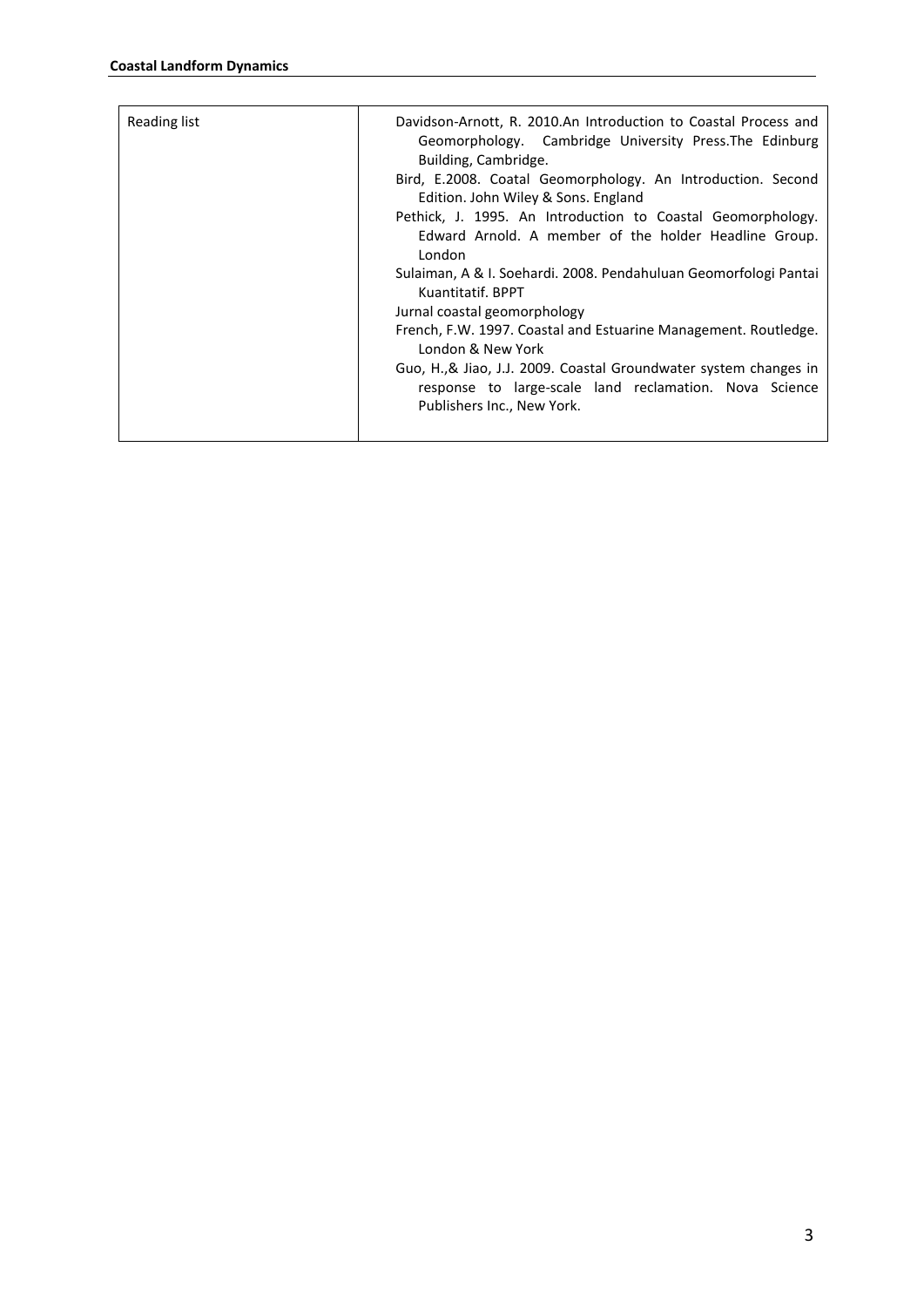| | |
|---|---|
| Reading list | Davidson-Arnott, R. 2010.An Introduction to Coastal Process and Geomorphology. Cambridge University Press.The Edinburg Building, Cambridge.<br>Bird, E.2008. Coatal Geomorphology. An Introduction. Second Edition. John Wiley & Sons. England<br>Pethick, J. 1995. An Introduction to Coastal Geomorphology. Edward Arnold. A member of the holder Headline Group. London<br>Sulaiman, A & I. Soehardi. 2008. Pendahuluan Geomorfologi Pantai Kuantitatif. BPPT<br>Jurnal coastal geomorphology<br>French, F.W. 1997. Coastal and Estuarine Management. Routledge. London & New York<br>Guo, H.,& Jiao, J.J. 2009. Coastal Groundwater system changes in response to large-scale land reclamation. Nova Science Publishers Inc., New York. |